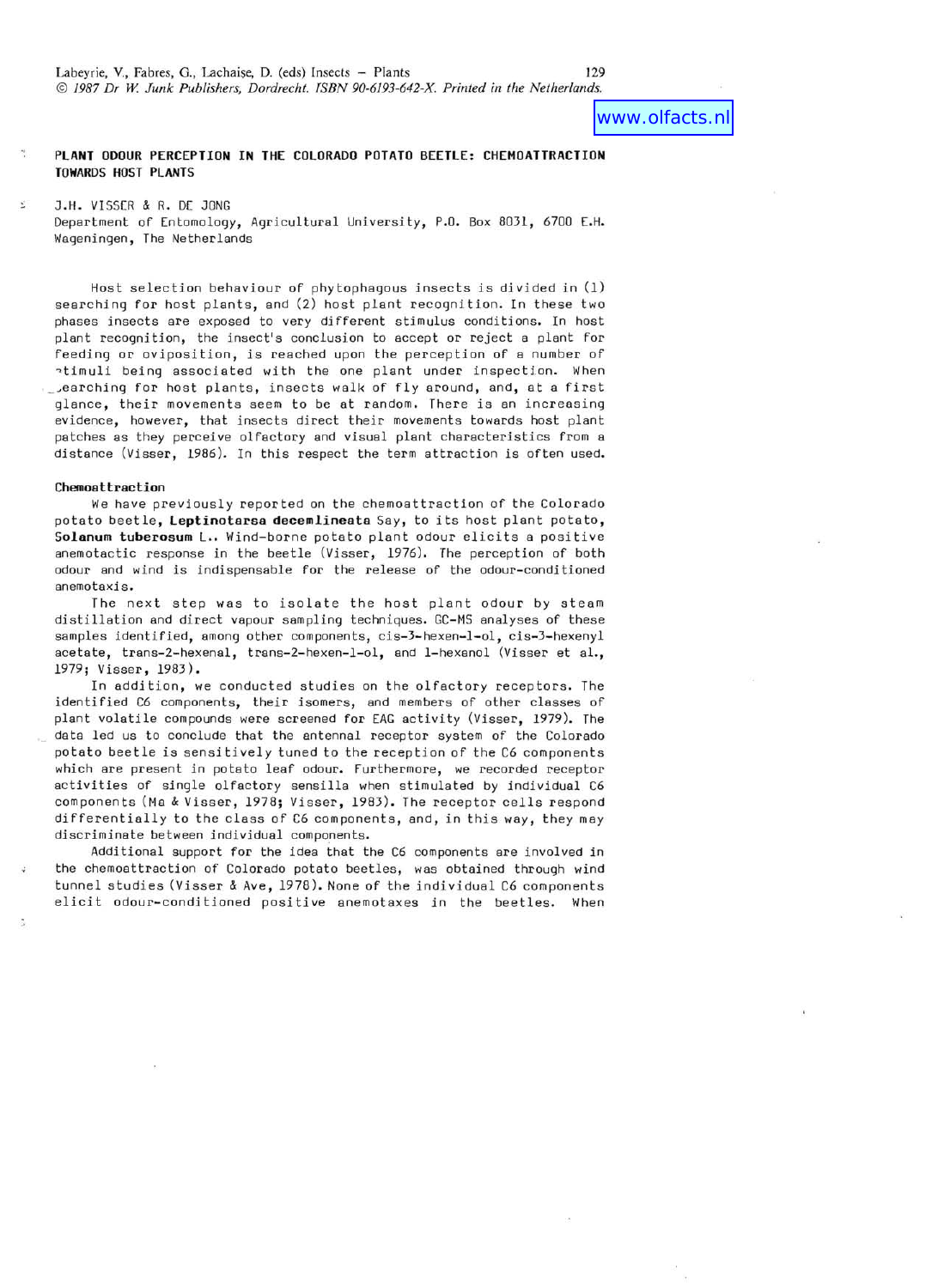Labeyrie, V., Fabres, G., Lachaise, D. (eds) Insects – Plants
© 1987 Dr W. Junk Publishers, Dordrecht. ISBN 90-6193-642-X. Printed in the Netherlands.

www.olfacts.nl

# PLANT ODOUR PERCEPTION IN THE COLORADO POTATO BEETLE: CHEMOATTRACTION TOWARDS HOST PLANTS

J.H. VISSER & R. DE JONG
Department of Entomology, Agricultural University, P.O. Box 8031, 6700 E.H. Wageningen, The Netherlands

Host selection behaviour of phytophagous insects is divided in (1) searching for host plants, and (2) host plant recognition. In these two phases insects are exposed to very different stimulus conditions. In host plant recognition, the insect's conclusion to accept or reject a plant for feeding or oviposition, is reached upon the perception of a number of stimuli being associated with the one plant under inspection. When searching for host plants, insects walk of fly around, and, at a first glance, their movements seem to be at random. There is an increasing evidence, however, that insects direct their movements towards host plant patches as they perceive olfactory and visual plant characteristics from a distance (Visser, 1986). In this respect the term attraction is often used.

## Chemoattraction

We have previously reported on the chemoattraction of the Colorado potato beetle, **Leptinotarsa decemlineata** Say, to its host plant potato, **Solanum tuberosum** L.. Wind-borne potato plant odour elicits a positive anemotactic response in the beetle (Visser, 1976). The perception of both odour and wind is indispensable for the release of the odour-conditioned anemotaxis.

The next step was to isolate the host plant odour by steam distillation and direct vapour sampling techniques. GC-MS analyses of these samples identified, among other components, cis-3-hexen-1-ol, cis-3-hexenyl acetate, trans-2-hexenal, trans-2-hexen-1-ol, and 1-hexanol (Visser et al., 1979; Visser, 1983).

In addition, we conducted studies on the olfactory receptors. The identified C6 components, their isomers, and members of other classes of plant volatile compounds were screened for EAG activity (Visser, 1979). The data led us to conclude that the antennal receptor system of the Colorado potato beetle is sensitively tuned to the reception of the C6 components which are present in potato leaf odour. Furthermore, we recorded receptor activities of single olfactory sensilla when stimulated by individual C6 components (Ma & Visser, 1978; Visser, 1983). The receptor cells respond differentially to the class of C6 components, and, in this way, they may discriminate between individual components.

Additional support for the idea that the C6 components are involved in the chemoattraction of Colorado potato beetles, was obtained through wind tunnel studies (Visser & Ave, 1978). None of the individual C6 components elicit odour-conditioned positive anemotaxes in the beetles. When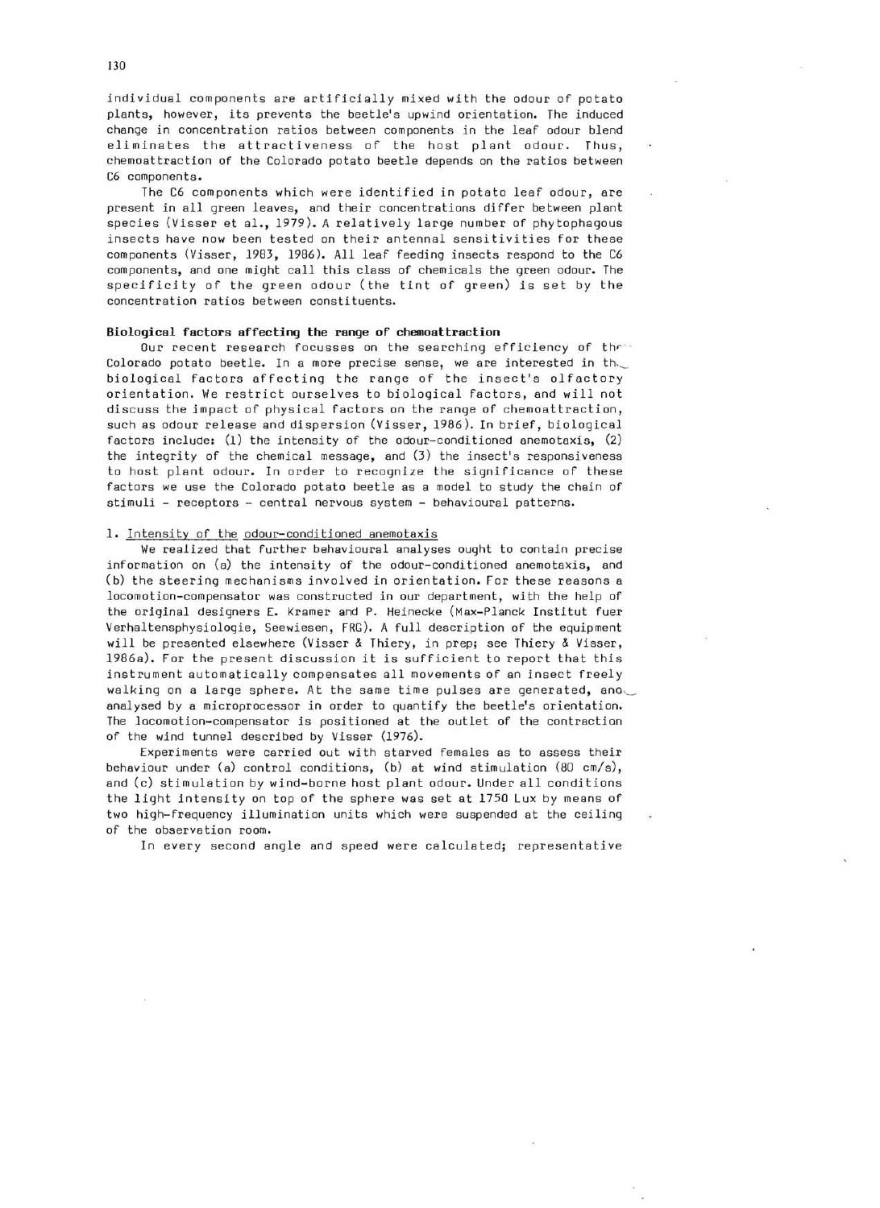individual components are artificially mixed with the odour of potato plants, however, its prevents the beetle's upwind orientation. The induced change in concentration ratios between components in the leaf odour blend eliminates the attractiveness of the host plant odour. Thus, chemoattraction of the Colorado potato beetle depends on the ratios between C6 components.

The C6 components which were identified in potato leaf odour, are present in all green leaves, and their concentrations differ between plant species (Visser et al., 1979). A relatively large number of phytophagous insects have now been tested on their antennal sensitivities for these components (Visser, 1983, 1986). All leaf feeding insects respond to the C6 components, and one might call this class of chemicals the green odour. The specificity of the green odour (the tint of green) is set by the concentration ratios between constituents.

**Biological factors affecting the range of chemoattraction**

Our recent research focusses on the searching efficiency of the Colorado potato beetle. In a more precise sense, we are interested in the biological factors affecting the range of the insect's olfactory orientation. We restrict ourselves to biological factors, and will not discuss the impact of physical factors on the range of chemoattraction, such as odour release and dispersion (Visser, 1986). In brief, biological factors include: (1) the intensity of the odour-conditioned anemotaxis, (2) the integrity of the chemical message, and (3) the insect's responsiveness to host plant odour. In order to recognize the significance of these factors we use the Colorado potato beetle as a model to study the chain of stimuli - receptors - central nervous system - behavioural patterns.

1. Intensity of the odour-conditioned anemotaxis

We realized that further behavioural analyses ought to contain precise information on (a) the intensity of the odour-conditioned anemotaxis, and (b) the steering mechanisms involved in orientation. For these reasons a locomotion-compensator was constructed in our department, with the help of the original designers E. Kramer and P. Heinecke (Max-Planck Institut fuer Verhaltensphysiologie, Seewiesen, FRG). A full description of the equipment will be presented elsewhere (Visser & Thiery, in prep; see Thiery & Visser, 1986a). For the present discussion it is sufficient to report that this instrument automatically compensates all movements of an insect freely walking on a large sphere. At the same time pulses are generated, and analysed by a microprocessor in order to quantify the beetle's orientation. The locomotion-compensator is positioned at the outlet of the contraction of the wind tunnel described by Visser (1976).

Experiments were carried out with starved females as to assess their behaviour under (a) control conditions, (b) at wind stimulation (80 cm/s), and (c) stimulation by wind-borne host plant odour. Under all conditions the light intensity on top of the sphere was set at 1750 Lux by means of two high-frequency illumination units which were suspended at the ceiling of the observation room.

In every second angle and speed were calculated; representative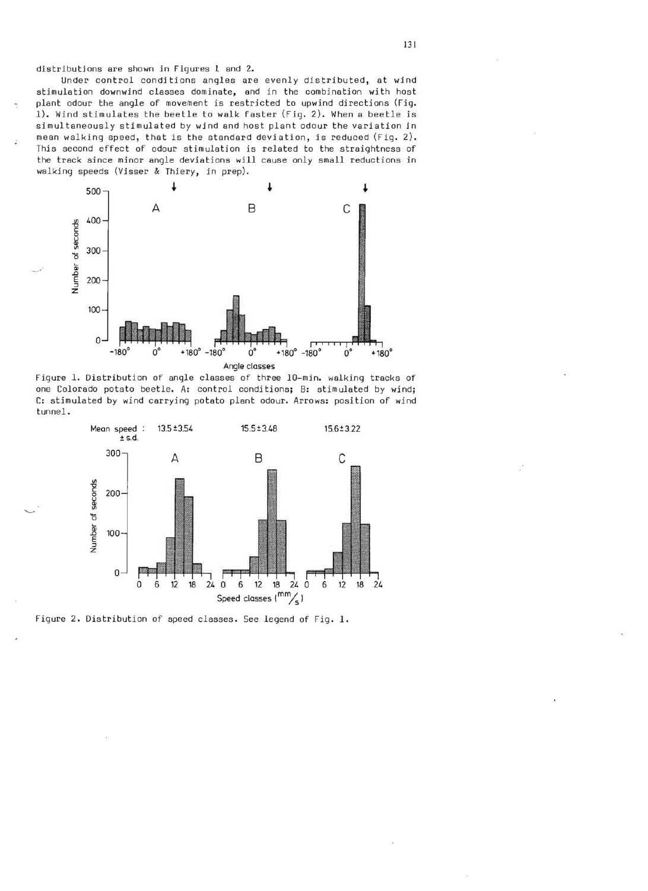distributions are shown in Figures 1 and 2.

Under control conditions angles are evenly distributed, at wind stimulation downwind classes dominate, and in the combination with host plant odour the angle of movement is restricted to upwind directions (Fig. 1). Wind stimulates the beetle to walk faster (Fig. 2). When a beetle is simultaneously stimulated by wind and host plant odour the variation in mean walking speed, that is the standard deviation, is reduced (Fig. 2). This second effect of odour stimulation is related to the straightness of the track since minor angle deviations will cause only small reductions in walking speeds (Visser & Thiery, in prep).

Figure 1. Distribution of angle classes of three 10-min. walking tracks of one Colorado potato beetle. A: control conditions; B: stimulated by wind; C: stimulated by wind carrying potato plant odour. Arrows: position of wind tunnel.

Figure 2. Distribution of speed classes. See legend of Fig. 1.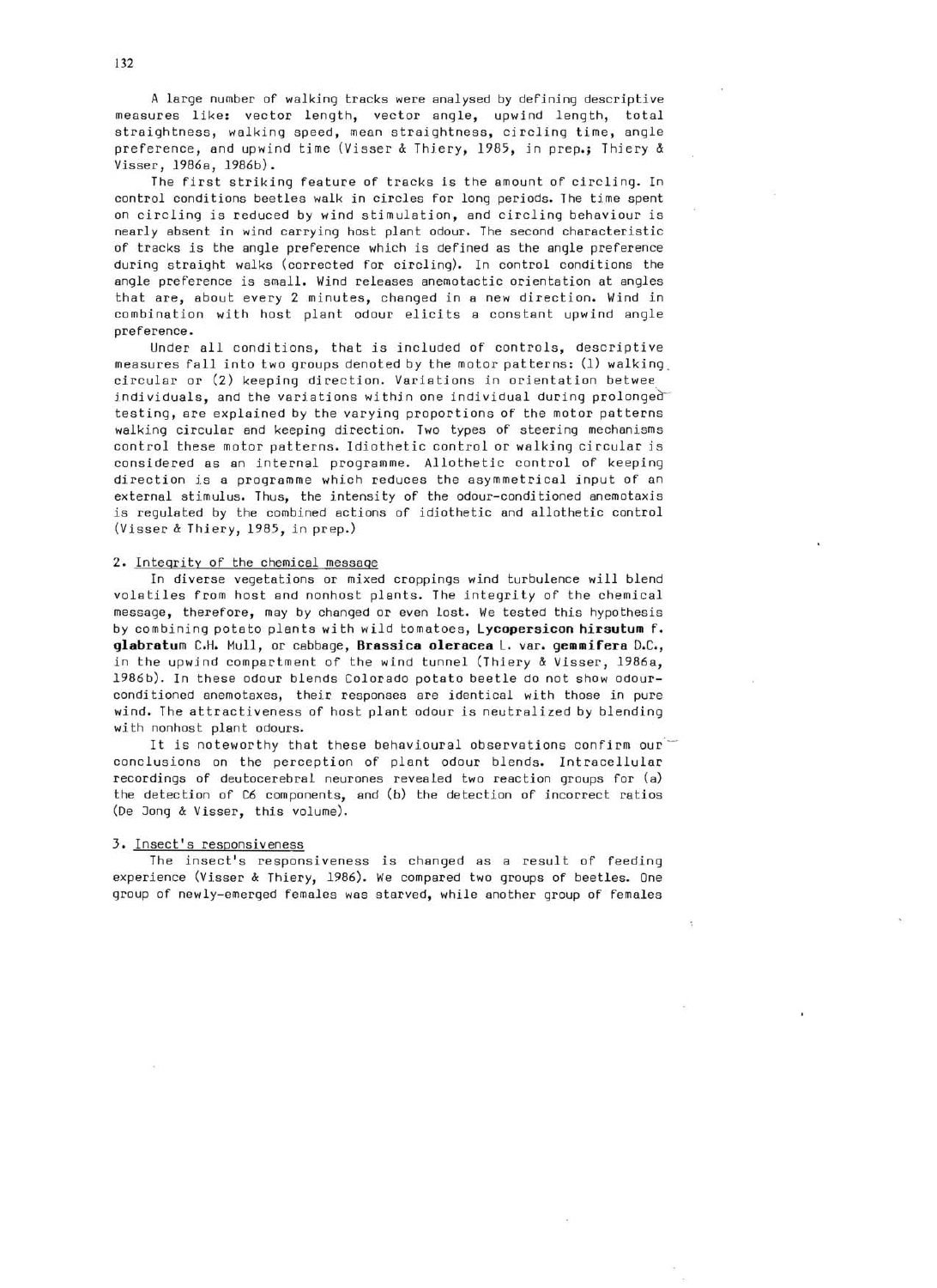A large number of walking tracks were analysed by defining descriptive measures like: vector length, vector angle, upwind length, total straightness, walking speed, mean straightness, circling time, angle preference, and upwind time (Visser & Thiery, 1985, in prep.; Thiery & Visser, 1986a, 1986b).

The first striking feature of tracks is the amount of circling. In control conditions beetles walk in circles for long periods. The time spent on circling is reduced by wind stimulation, and circling behaviour is nearly absent in wind carrying host plant odour. The second characteristic of tracks is the angle preference which is defined as the angle preference during straight walks (corrected for circling). In control conditions the angle preference is small. Wind releases anemotactic orientation at angles that are, about every 2 minutes, changed in a new direction. Wind in combination with host plant odour elicits a constant upwind angle preference.

Under all conditions, that is included of controls, descriptive measures fall into two groups denoted by the motor patterns: (1) walking circular or (2) keeping direction. Variations in orientation between individuals, and the variations within one individual during prolonged testing, are explained by the varying proportions of the motor patterns walking circular and keeping direction. Two types of steering mechanisms control these motor patterns. Idiothetic control or walking circular is considered as an internal programme. Allothetic control of keeping direction is a programme which reduces the asymmetrical input of an external stimulus. Thus, the intensity of the odour-conditioned anemotaxis is regulated by the combined actions of idiothetic and allothetic control (Visser & Thiery, 1985, in prep.)

## 2. Integrity of the chemical message

In diverse vegetations or mixed croppings wind turbulence will blend volatiles from host and nonhost plants. The integrity of the chemical message, therefore, may by changed or even lost. We tested this hypothesis by combining potato plants with wild tomatoes, **Lycopersicon hirsutum f. glabratum** C.H. Mull, or cabbage, **Brassica oleracea** L. var. **gemmifera** D.C., in the upwind compartment of the wind tunnel (Thiery & Visser, 1986a, 1986b). In these odour blends Colorado potato beetle do not show odour-conditioned anemotaxes, their responses are identical with those in pure wind. The attractiveness of host plant odour is neutralized by blending with nonhost plant odours.

It is noteworthy that these behavioural observations confirm our conclusions on the perception of plant odour blends. Intracellular recordings of deutocerebral neurones revealed two reaction groups for (a) the detection of C6 components, and (b) the detection of incorrect ratios (De Jong & Visser, this volume).

## 3. Insect's responsiveness

The insect's responsiveness is changed as a result of feeding experience (Visser & Thiery, 1986). We compared two groups of beetles. One group of newly-emerged females was starved, while another group of females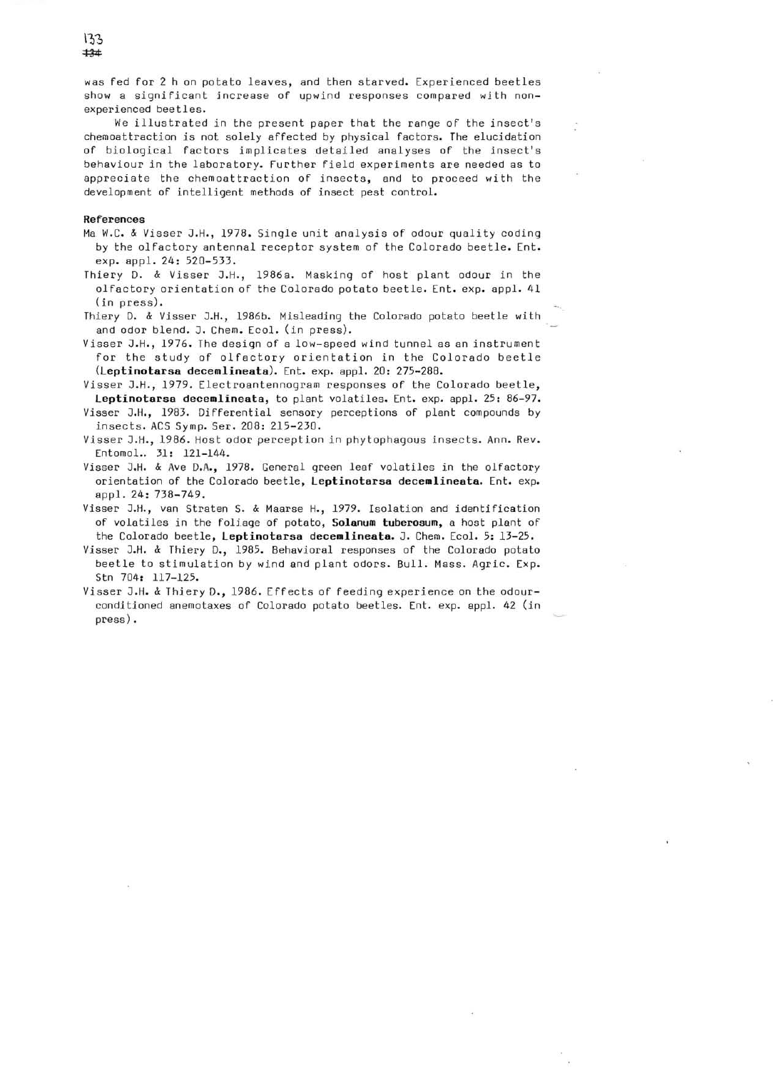was fed for 2 h on potato leaves, and then starved. Experienced beetles show a significant increase of upwind responses compared with non-experienced beetles.

We illustrated in the present paper that the range of the insect's chemoattraction is not solely affected by physical factors. The elucidation of biological factors implicates detailed analyses of the insect's behaviour in the laboratory. Further field experiments are needed as to appreciate the chemoattraction of insects, and to proceed with the development of intelligent methods of insect pest control.

**References**

Ma W.C. & Visser J.H., 1978. Single unit analysis of odour quality coding by the olfactory antennal receptor system of the Colorado beetle. Ent. exp. appl. 24: 520-533.

Thiery D. & Visser J.H., 1986a. Masking of host plant odour in the olfactory orientation of the Colorado potato beetle. Ent. exp. appl. 41 (in press).

Thiery D. & Visser J.H., 1986b. Misleading the Colorado potato beetle with and odor blend. J. Chem. Ecol. (in press).

Visser J.H., 1976. The design of a low-speed wind tunnel as an instrument for the study of olfactory orientation in the Colorado beetle (**Leptinotarsa decemlineata**). Ent. exp. appl. 20: 275-288.

Visser J.H., 1979. Electroantennogram responses of the Colorado beetle, **Leptinotarsa decemlineata**, to plant volatiles. Ent. exp. appl. 25: 86-97.

Visser J.H., 1983. Differential sensory perceptions of plant compounds by insects. ACS Symp. Ser. 208: 215-230.

Visser J.H., 1986. Host odor perception in phytophagous insects. Ann. Rev. Entomol.. 31: 121-144.

Visser J.H. & Ave D.A., 1978. General green leaf volatiles in the olfactory orientation of the Colorado beetle, **Leptinotarsa decemlineata**. Ent. exp. appl. 24: 738-749.

Visser J.H., van Straten S. & Maarse H., 1979. Isolation and identification of volatiles in the foliage of potato, **Solanum tuberosum**, a host plant of the Colorado beetle, **Leptinotarsa decemlineata**. J. Chem. Ecol. 5: 13-25.

Visser J.H. & Thiery D., 1985. Behavioral responses of the Colorado potato beetle to stimulation by wind and plant odors. Bull. Mass. Agric. Exp. Stn 704: 117-125.

Visser J.H. & Thiery D., 1986. Effects of feeding experience on the odour-conditioned anemotaxes of Colorado potato beetles. Ent. exp. appl. 42 (in press).